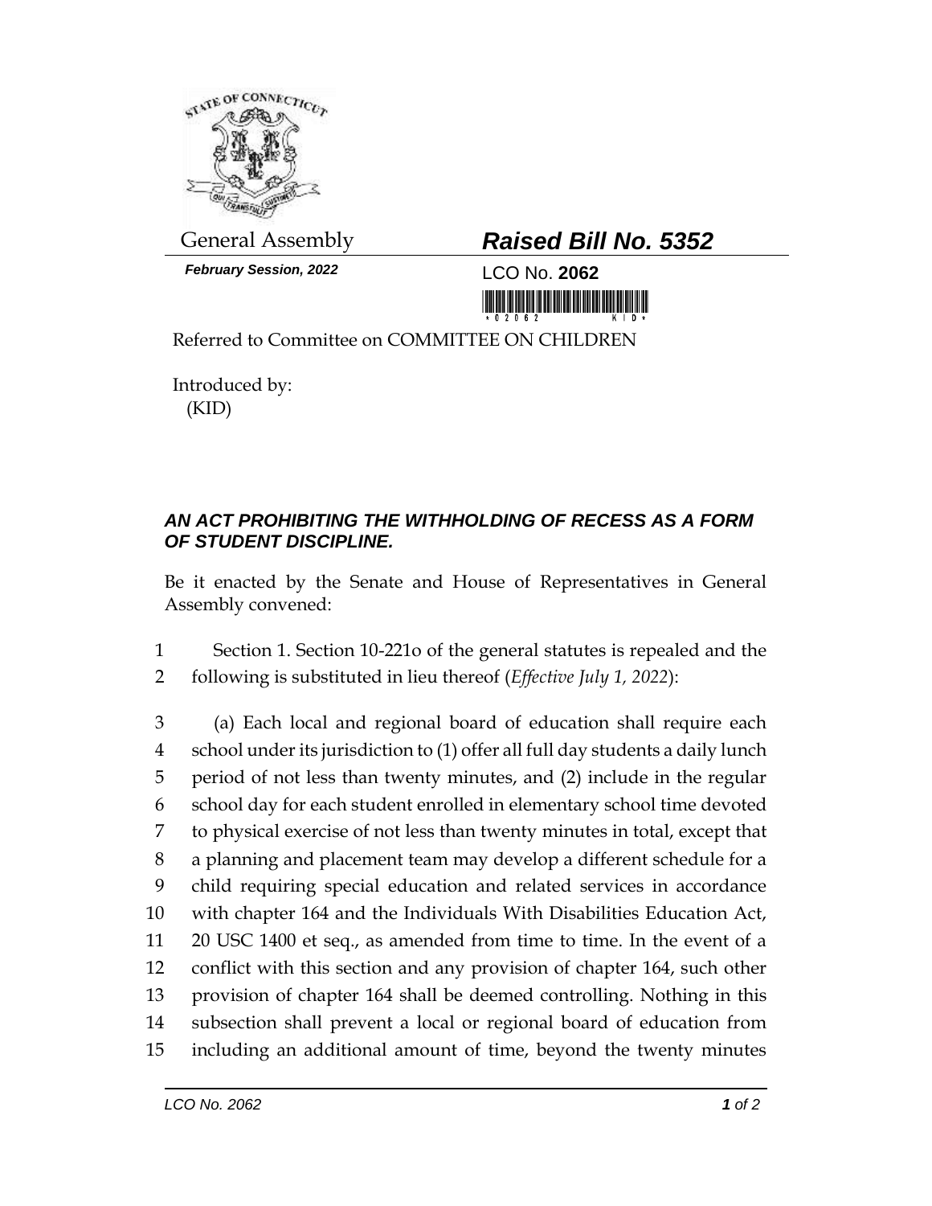General Assembly

***February Session, 2022***

## ***Raised Bill No. 5352***

LCO No. **2062**

Referred to Committee on COMMITTEE ON CHILDREN

Introduced by:
(KID)

### ***AN ACT PROHIBITING THE WITHHOLDING OF RECESS AS A FORM OF STUDENT DISCIPLINE.***

Be it enacted by the Senate and House of Representatives in General Assembly convened:

1 Section 1. Section 10-221o of the general statutes is repealed and the
2 following is substituted in lieu thereof (*Effective July 1, 2022*):

3 (a) Each local and regional board of education shall require each
4 school under its jurisdiction to (1) offer all full day students a daily lunch
5 period of not less than twenty minutes, and (2) include in the regular
6 school day for each student enrolled in elementary school time devoted
7 to physical exercise of not less than twenty minutes in total, except that
8 a planning and placement team may develop a different schedule for a
9 child requiring special education and related services in accordance
10 with chapter 164 and the Individuals With Disabilities Education Act,
11 20 USC 1400 et seq., as amended from time to time. In the event of a
12 conflict with this section and any provision of chapter 164, such other
13 provision of chapter 164 shall be deemed controlling. Nothing in this
14 subsection shall prevent a local or regional board of education from
15 including an additional amount of time, beyond the twenty minutes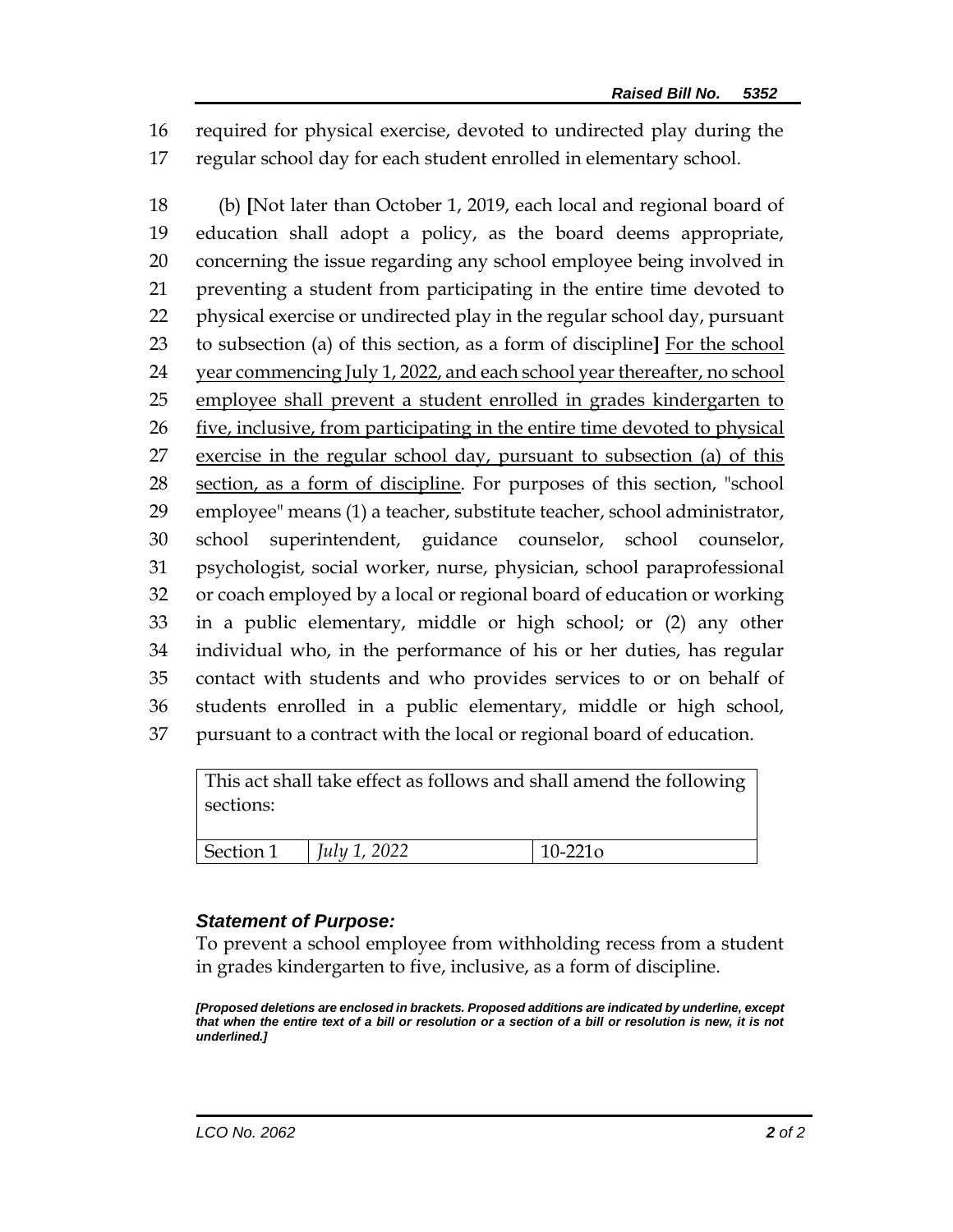16 required for physical exercise, devoted to undirected play during the
17 regular school day for each student enrolled in elementary school.

18 (b) [Not later than October 1, 2019, each local and regional board of
19 education shall adopt a policy, as the board deems appropriate,
20 concerning the issue regarding any school employee being involved in
21 preventing a student from participating in the entire time devoted to
22 physical exercise or undirected play in the regular school day, pursuant
23 to subsection (a) of this section, as a form of discipline] <u>For the school
24 year commencing July 1, 2022, and each school year thereafter, no school
25 employee shall prevent a student enrolled in grades kindergarten to
26 five, inclusive, from participating in the entire time devoted to physical
27 exercise in the regular school day, pursuant to subsection (a) of this
28 section, as a form of discipline</u>. For purposes of this section, "school
29 employee" means (1) a teacher, substitute teacher, school administrator,
30 school superintendent, guidance counselor, school counselor,
31 psychologist, social worker, nurse, physician, school paraprofessional
32 or coach employed by a local or regional board of education or working
33 in a public elementary, middle or high school; or (2) any other
34 individual who, in the performance of his or her duties, has regular
35 contact with students and who provides services to or on behalf of
36 students enrolled in a public elementary, middle or high school,
37 pursuant to a contract with the local or regional board of education.

| This act shall take effect as follows and shall amend the following sections: | | |
|---|---|---|
| Section 1 | *July 1, 2022* | 10-221o |

### *Statement of Purpose:*

To prevent a school employee from withholding recess from a student in grades kindergarten to five, inclusive, as a form of discipline.

***[Proposed deletions are enclosed in brackets. Proposed additions are indicated by underline, except that when the entire text of a bill or resolution or a section of a bill or resolution is new, it is not underlined.]***